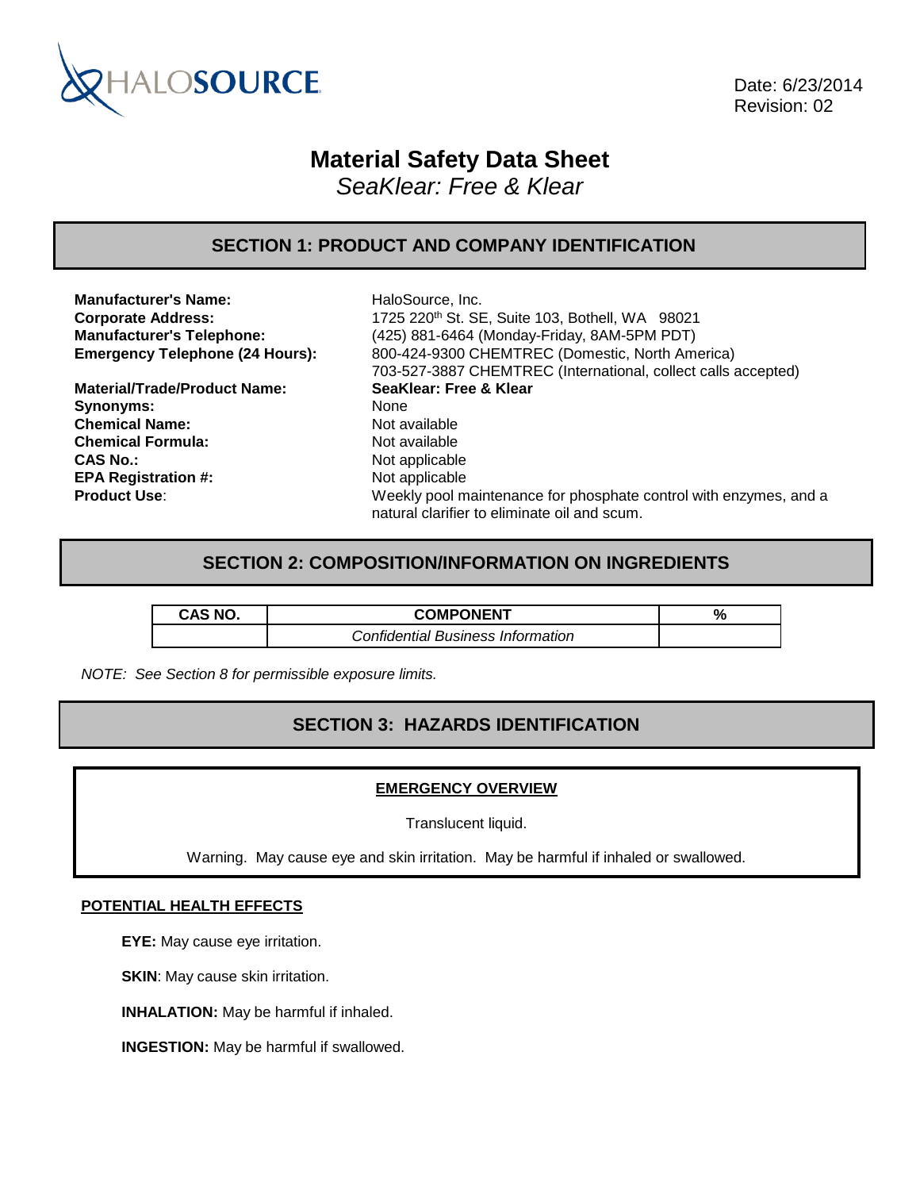HALOSOURCE

Date: 6/23/2014
Revision: 02

# Material Safety Data Sheet

*SeaKlear: Free & Klear*

## SECTION 1: PRODUCT AND COMPANY IDENTIFICATION

**Manufacturer's Name:** HaloSource, Inc.
**Corporate Address:** 1725 220th St. SE, Suite 103, Bothell, WA 98021
**Manufacturer's Telephone:** (425) 881-6464 (Monday-Friday, 8AM-5PM PDT)
**Emergency Telephone (24 Hours):** 800-424-9300 CHEMTREC (Domestic, North America)
703-527-3887 CHEMTREC (International, collect calls accepted)

**Material/Trade/Product Name:** **SeaKlear: Free & Klear**
**Synonyms:** None
**Chemical Name:** Not available
**Chemical Formula:** Not available
**CAS No.:** Not applicable
**EPA Registration #:** Not applicable
**Product Use**: Weekly pool maintenance for phosphate control with enzymes, and a natural clarifier to eliminate oil and scum.

## SECTION 2: COMPOSITION/INFORMATION ON INGREDIENTS

| CAS NO. | COMPONENT | % |
|---|---|---|
| | *Confidential Business Information* | |

*NOTE: See Section 8 for permissible exposure limits.*

## SECTION 3: HAZARDS IDENTIFICATION

**EMERGENCY OVERVIEW**

Translucent liquid.

Warning. May cause eye and skin irritation. May be harmful if inhaled or swallowed.

**POTENTIAL HEALTH EFFECTS**

**EYE:** May cause eye irritation.

**SKIN**: May cause skin irritation.

**INHALATION:** May be harmful if inhaled.

**INGESTION:** May be harmful if swallowed.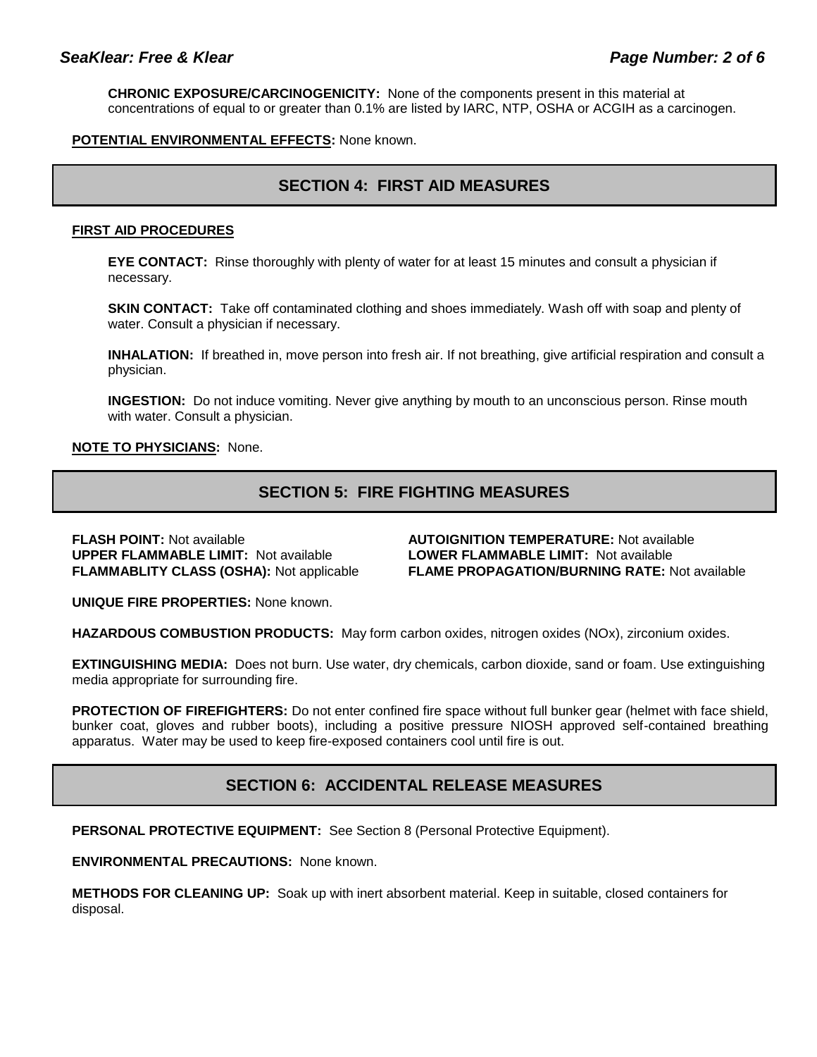**CHRONIC EXPOSURE/CARCINOGENICITY:** None of the components present in this material at concentrations of equal to or greater than 0.1% are listed by IARC, NTP, OSHA or ACGIH as a carcinogen.

**POTENTIAL ENVIRONMENTAL EFFECTS:** None known.

## SECTION 4: FIRST AID MEASURES

**FIRST AID PROCEDURES**

**EYE CONTACT:** Rinse thoroughly with plenty of water for at least 15 minutes and consult a physician if necessary.

**SKIN CONTACT:** Take off contaminated clothing and shoes immediately. Wash off with soap and plenty of water. Consult a physician if necessary.

**INHALATION:** If breathed in, move person into fresh air. If not breathing, give artificial respiration and consult a physician.

**INGESTION:** Do not induce vomiting. Never give anything by mouth to an unconscious person. Rinse mouth with water. Consult a physician.

**NOTE TO PHYSICIANS:** None.

## SECTION 5: FIRE FIGHTING MEASURES

**FLASH POINT:** Not available

**UPPER FLAMMABLE LIMIT:** Not available

**FLAMMABLITY CLASS (OSHA):** Not applicable

**AUTOIGNITION TEMPERATURE:** Not available

**LOWER FLAMMABLE LIMIT:** Not available

**FLAME PROPAGATION/BURNING RATE:** Not available

**UNIQUE FIRE PROPERTIES:** None known.

**HAZARDOUS COMBUSTION PRODUCTS:** May form carbon oxides, nitrogen oxides ($NO_x$), zirconium oxides.

**EXTINGUISHING MEDIA:** Does not burn. Use water, dry chemicals, carbon dioxide, sand or foam. Use extinguishing media appropriate for surrounding fire.

**PROTECTION OF FIREFIGHTERS:** Do not enter confined fire space without full bunker gear (helmet with face shield, bunker coat, gloves and rubber boots), including a positive pressure NIOSH approved self-contained breathing apparatus. Water may be used to keep fire-exposed containers cool until fire is out.

## SECTION 6: ACCIDENTAL RELEASE MEASURES

**PERSONAL PROTECTIVE EQUIPMENT:** See Section 8 (Personal Protective Equipment).

**ENVIRONMENTAL PRECAUTIONS:** None known.

**METHODS FOR CLEANING UP:** Soak up with inert absorbent material. Keep in suitable, closed containers for disposal.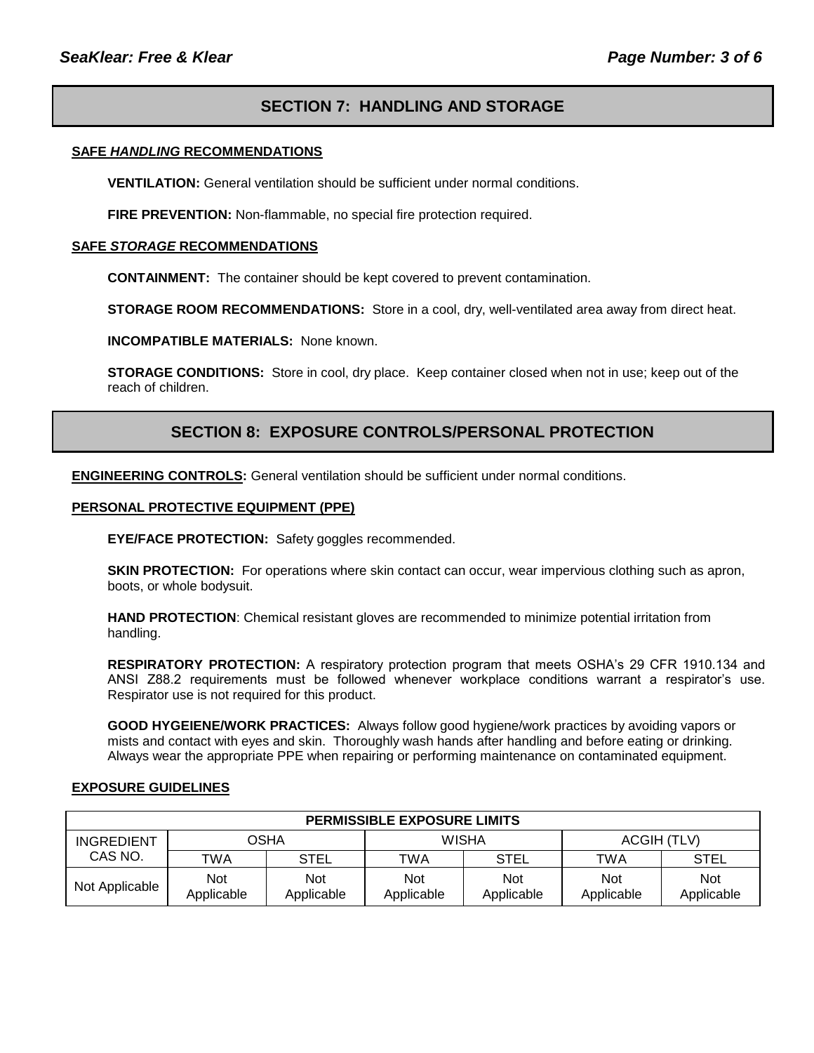## SECTION 7: HANDLING AND STORAGE

**SAFE *HANDLING* RECOMMENDATIONS**

**VENTILATION:** General ventilation should be sufficient under normal conditions.

**FIRE PREVENTION:** Non-flammable, no special fire protection required.

**SAFE *STORAGE* RECOMMENDATIONS**

**CONTAINMENT:** The container should be kept covered to prevent contamination.

**STORAGE ROOM RECOMMENDATIONS:** Store in a cool, dry, well-ventilated area away from direct heat.

**INCOMPATIBLE MATERIALS:** None known.

**STORAGE CONDITIONS:** Store in cool, dry place. Keep container closed when not in use; keep out of the reach of children.

## SECTION 8: EXPOSURE CONTROLS/PERSONAL PROTECTION

**ENGINEERING CONTROLS:** General ventilation should be sufficient under normal conditions.

**PERSONAL PROTECTIVE EQUIPMENT (PPE)**

**EYE/FACE PROTECTION:** Safety goggles recommended.

**SKIN PROTECTION:** For operations where skin contact can occur, wear impervious clothing such as apron, boots, or whole bodysuit.

**HAND PROTECTION**: Chemical resistant gloves are recommended to minimize potential irritation from handling.

**RESPIRATORY PROTECTION:** A respiratory protection program that meets OSHA's 29 CFR 1910.134 and ANSI Z88.2 requirements must be followed whenever workplace conditions warrant a respirator's use. Respirator use is not required for this product.

**GOOD HYGEIENE/WORK PRACTICES:** Always follow good hygiene/work practices by avoiding vapors or mists and contact with eyes and skin. Thoroughly wash hands after handling and before eating or drinking. Always wear the appropriate PPE when repairing or performing maintenance on contaminated equipment.

**EXPOSURE GUIDELINES**

| PERMISSIBLE EXPOSURE LIMITS | | | | | | |
|---|---|---|---|---|---|---|
| INGREDIENT CAS NO. | OSHA | | WISHA | | ACGIH (TLV) | |
| | TWA | STEL | TWA | STEL | TWA | STEL |
| Not Applicable | Not Applicable | Not Applicable | Not Applicable | Not Applicable | Not Applicable | Not Applicable |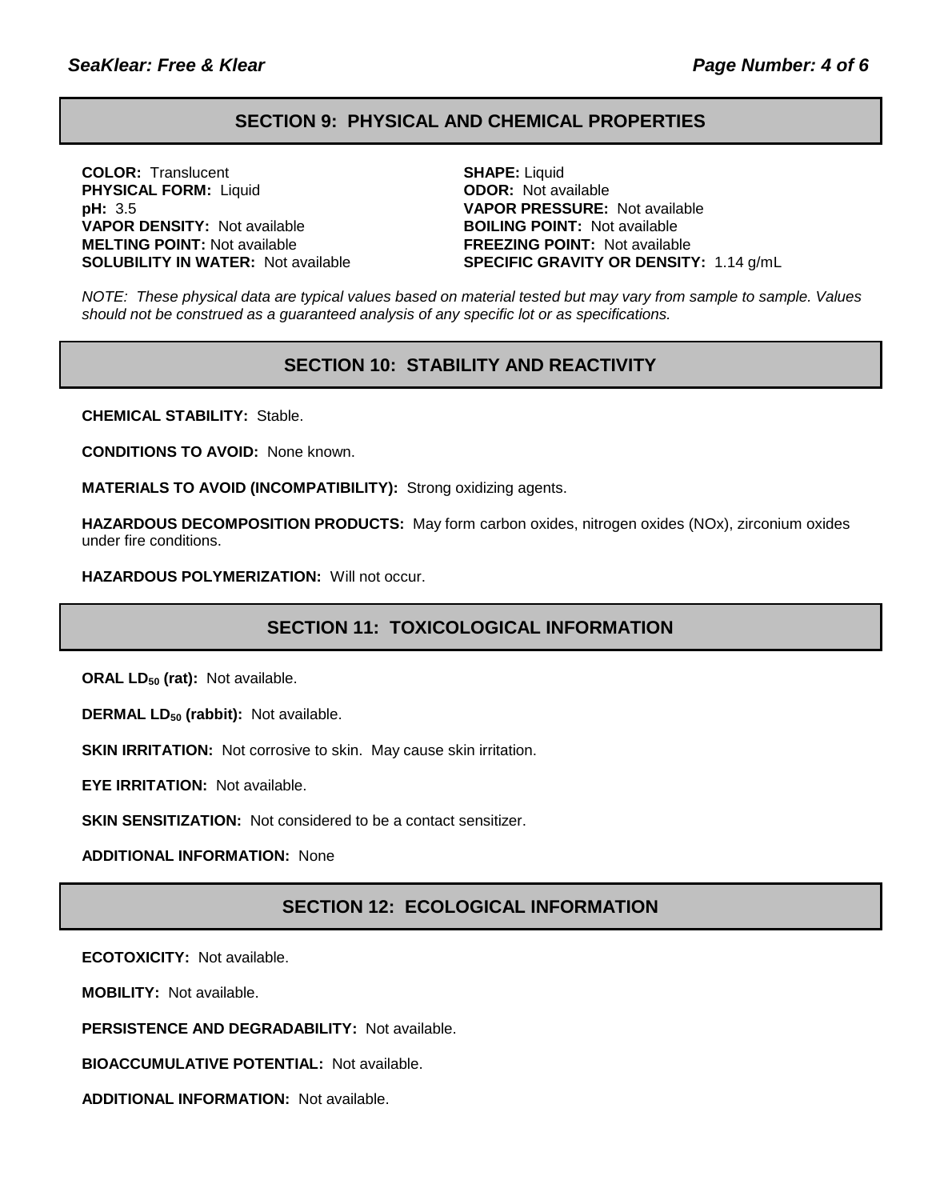## SECTION 9: PHYSICAL AND CHEMICAL PROPERTIES

**COLOR:** Translucent
**PHYSICAL FORM:** Liquid
**pH:** 3.5
**VAPOR DENSITY:** Not available
**MELTING POINT:** Not available
**SOLUBILITY IN WATER:** Not available
**SHAPE:** Liquid
**ODOR:** Not available
**VAPOR PRESSURE:** Not available
**BOILING POINT:** Not available
**FREEZING POINT:** Not available
**SPECIFIC GRAVITY OR DENSITY:** 1.14 g/mL

*NOTE: These physical data are typical values based on material tested but may vary from sample to sample. Values should not be construed as a guaranteed analysis of any specific lot or as specifications.*

## SECTION 10: STABILITY AND REACTIVITY

**CHEMICAL STABILITY:** Stable.

**CONDITIONS TO AVOID:** None known.

**MATERIALS TO AVOID (INCOMPATIBILITY):** Strong oxidizing agents.

**HAZARDOUS DECOMPOSITION PRODUCTS:** May form carbon oxides, nitrogen oxides (NOx), zirconium oxides under fire conditions.

**HAZARDOUS POLYMERIZATION:** Will not occur.

## SECTION 11: TOXICOLOGICAL INFORMATION

**ORAL $LD_{50}$ (rat):** Not available.

**DERMAL $LD_{50}$ (rabbit):** Not available.

**SKIN IRRITATION:** Not corrosive to skin. May cause skin irritation.

**EYE IRRITATION:** Not available.

**SKIN SENSITIZATION:** Not considered to be a contact sensitizer.

**ADDITIONAL INFORMATION:** None

## SECTION 12: ECOLOGICAL INFORMATION

**ECOTOXICITY:** Not available.

**MOBILITY:** Not available.

**PERSISTENCE AND DEGRADABILITY:** Not available.

**BIOACCUMULATIVE POTENTIAL:** Not available.

**ADDITIONAL INFORMATION:** Not available.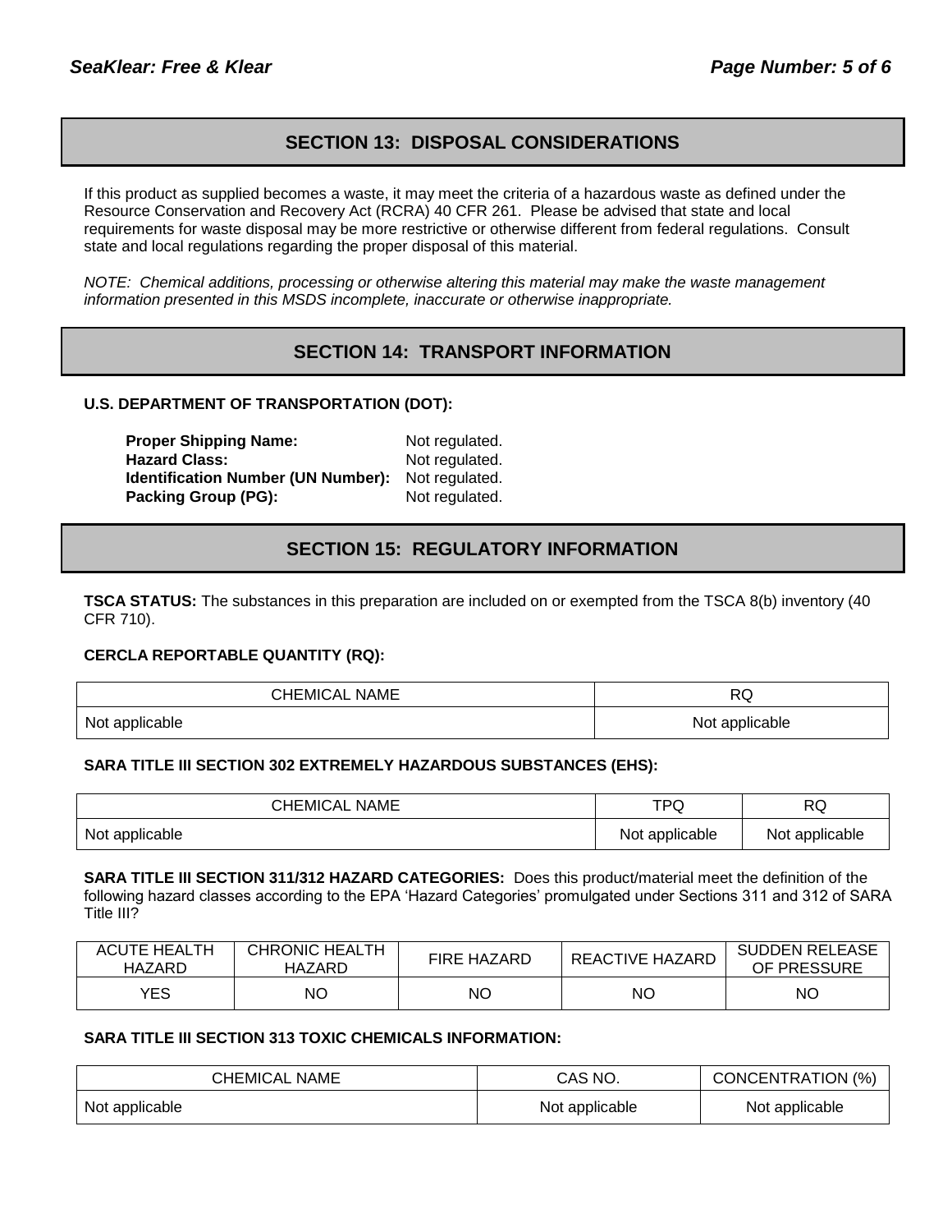## SECTION 13: DISPOSAL CONSIDERATIONS

If this product as supplied becomes a waste, it may meet the criteria of a hazardous waste as defined under the Resource Conservation and Recovery Act (RCRA) 40 CFR 261. Please be advised that state and local requirements for waste disposal may be more restrictive or otherwise different from federal regulations. Consult state and local regulations regarding the proper disposal of this material.

*NOTE: Chemical additions, processing or otherwise altering this material may make the waste management information presented in this MSDS incomplete, inaccurate or otherwise inappropriate.*

## SECTION 14: TRANSPORT INFORMATION

**U.S. DEPARTMENT OF TRANSPORTATION (DOT):**

**Proper Shipping Name:** Not regulated.
**Hazard Class:** Not regulated.
**Identification Number (UN Number):** Not regulated.
**Packing Group (PG):** Not regulated.

## SECTION 15: REGULATORY INFORMATION

**TSCA STATUS:** The substances in this preparation are included on or exempted from the TSCA 8(b) inventory (40 CFR 710).

**CERCLA REPORTABLE QUANTITY (RQ):**

| CHEMICAL NAME | RQ |
|---|---|
| Not applicable | Not applicable |

**SARA TITLE III SECTION 302 EXTREMELY HAZARDOUS SUBSTANCES (EHS):**

| CHEMICAL NAME | TPQ | RQ |
|---|---|---|
| Not applicable | Not applicable | Not applicable |

**SARA TITLE III SECTION 311/312 HAZARD CATEGORIES:** Does this product/material meet the definition of the following hazard classes according to the EPA 'Hazard Categories' promulgated under Sections 311 and 312 of SARA Title III?

| ACUTE HEALTH HAZARD | CHRONIC HEALTH HAZARD | FIRE HAZARD | REACTIVE HAZARD | SUDDEN RELEASE OF PRESSURE |
|---|---|---|---|---|
| YES | NO | NO | NO | NO |

**SARA TITLE III SECTION 313 TOXIC CHEMICALS INFORMATION:**

| CHEMICAL NAME | CAS NO. | CONCENTRATION (%) |
|---|---|---|
| Not applicable | Not applicable | Not applicable |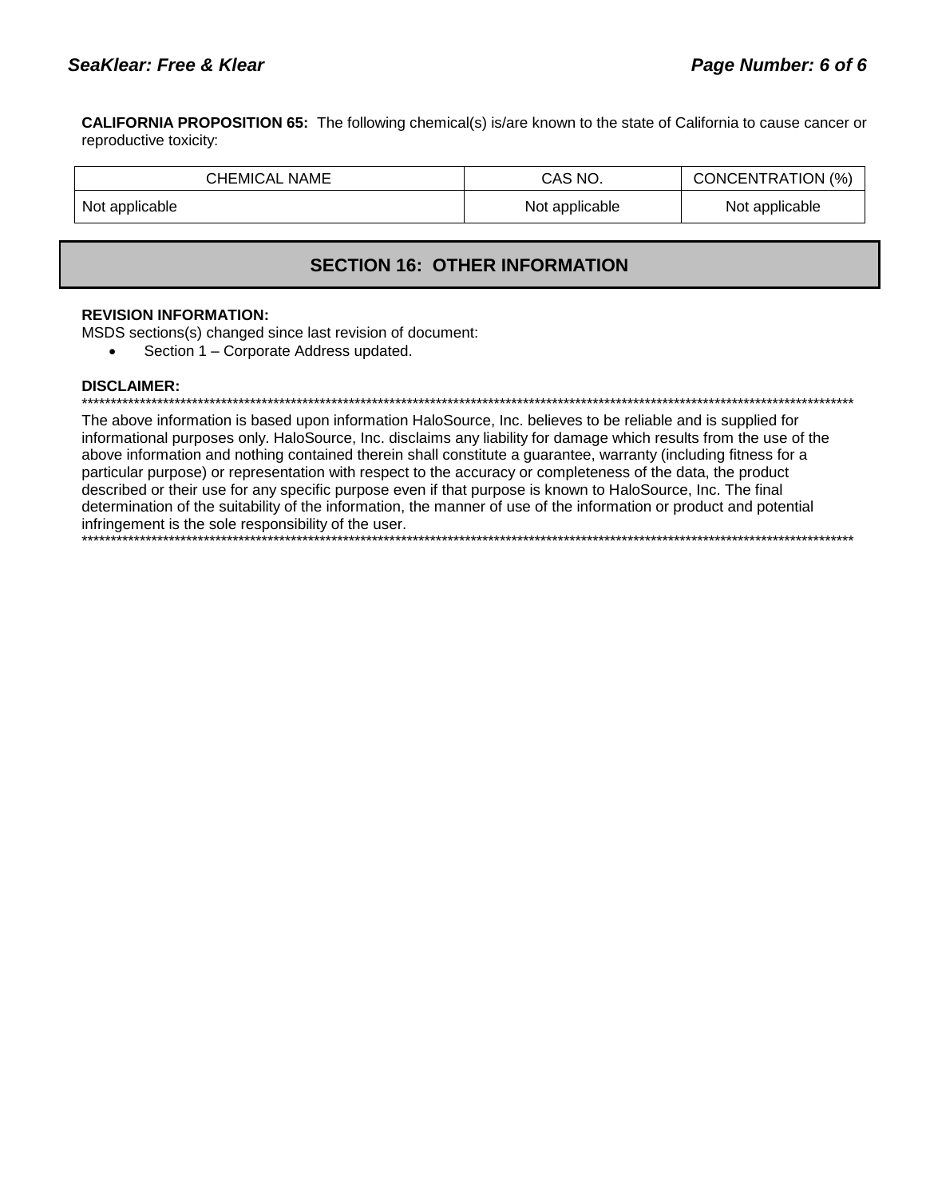**CALIFORNIA PROPOSITION 65:** The following chemical(s) is/are known to the state of California to cause cancer or reproductive toxicity:

| CHEMICAL NAME | CAS NO. | CONCENTRATION (%) |
|---|---|---|
| Not applicable | Not applicable | Not applicable |

## SECTION 16: OTHER INFORMATION

**REVISION INFORMATION:**
MSDS sections(s) changed since last revision of document:

- Section 1 – Corporate Address updated.

**DISCLAIMER:**
**********************************************************************************************************************************************
The above information is based upon information HaloSource, Inc. believes to be reliable and is supplied for informational purposes only. HaloSource, Inc. disclaims any liability for damage which results from the use of the above information and nothing contained therein shall constitute a guarantee, warranty (including fitness for a particular purpose) or representation with respect to the accuracy or completeness of the data, the product described or their use for any specific purpose even if that purpose is known to HaloSource, Inc. The final determination of the suitability of the information, the manner of use of the information or product and potential infringement is the sole responsibility of the user.
**********************************************************************************************************************************************